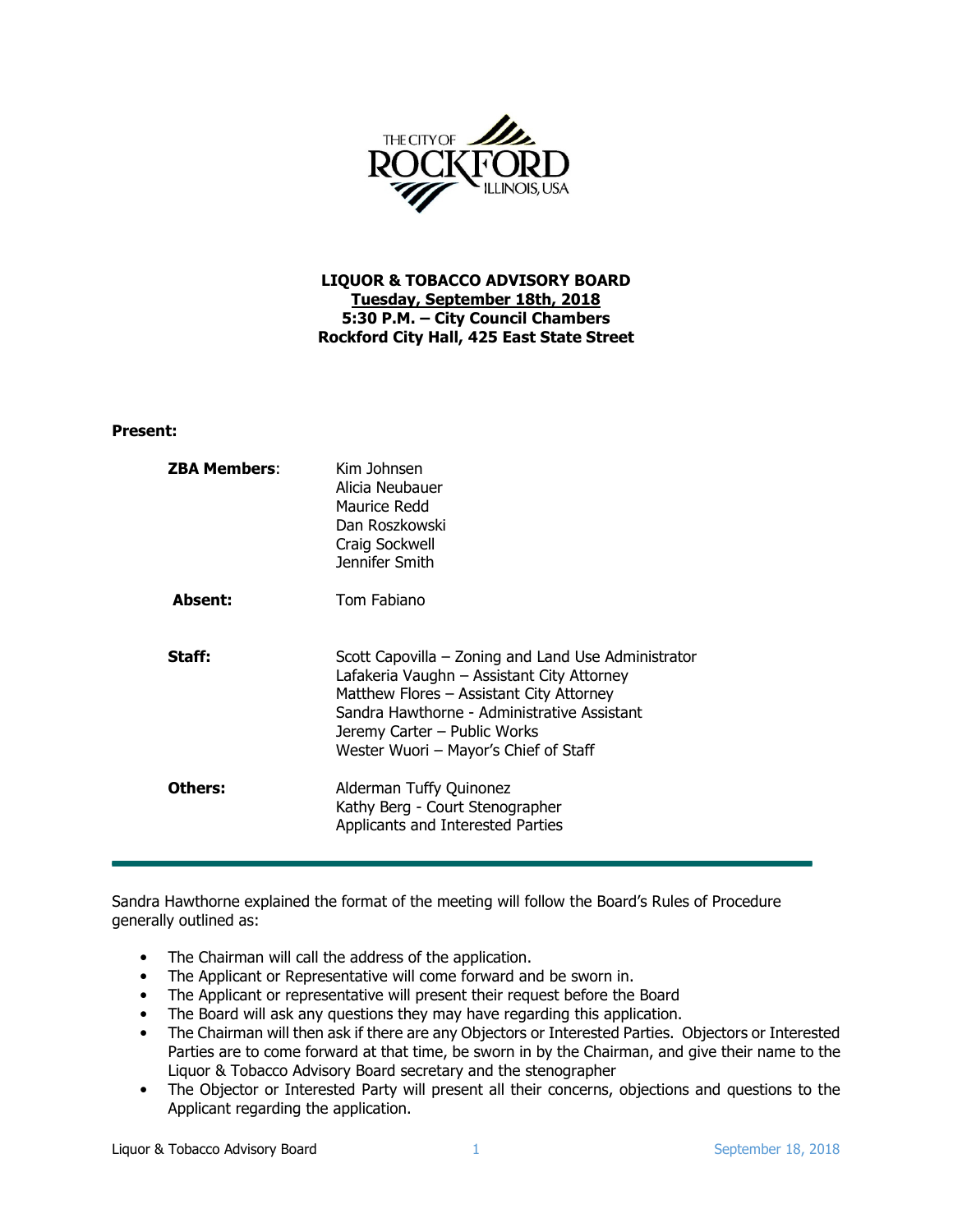**LIQUOR & TOBACCO ADVISORY BOARD**
**Tuesday, September 18th, 2018**
**5:30 P.M. – City Council Chambers**
**Rockford City Hall, 425 East State Street**

**Present:**

| | |
|---|---|
| **ZBA Members**: | Kim Johnsen<br>Alicia Neubauer<br>Maurice Redd<br>Dan Roszkowski<br>Craig Sockwell<br>Jennifer Smith |
| **Absent:** | Tom Fabiano |
| **Staff:** | Scott Capovilla – Zoning and Land Use Administrator<br>Lafakeria Vaughn – Assistant City Attorney<br>Matthew Flores – Assistant City Attorney<br>Sandra Hawthorne - Administrative Assistant<br>Jeremy Carter – Public Works<br>Wester Wuori – Mayor's Chief of Staff |
| **Others:** | Alderman Tuffy Quinonez<br>Kathy Berg - Court Stenographer<br>Applicants and Interested Parties |

Sandra Hawthorne explained the format of the meeting will follow the Board's Rules of Procedure generally outlined as:

- The Chairman will call the address of the application.
- The Applicant or Representative will come forward and be sworn in.
- The Applicant or representative will present their request before the Board
- The Board will ask any questions they may have regarding this application.
- The Chairman will then ask if there are any Objectors or Interested Parties. Objectors or Interested Parties are to come forward at that time, be sworn in by the Chairman, and give their name to the Liquor & Tobacco Advisory Board secretary and the stenographer
- The Objector or Interested Party will present all their concerns, objections and questions to the Applicant regarding the application.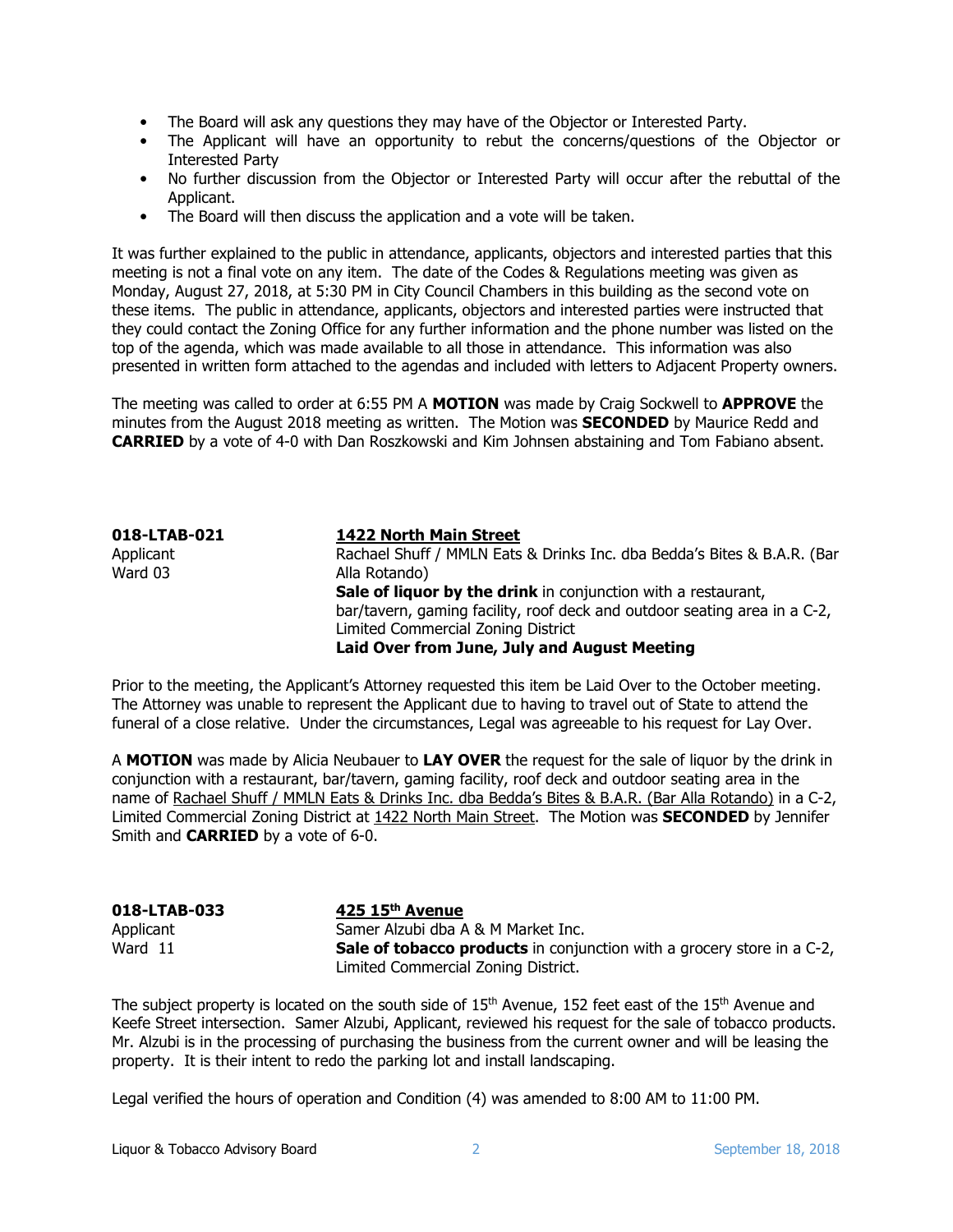- The Board will ask any questions they may have of the Objector or Interested Party.
- The Applicant will have an opportunity to rebut the concerns/questions of the Objector or Interested Party
- No further discussion from the Objector or Interested Party will occur after the rebuttal of the Applicant.
- The Board will then discuss the application and a vote will be taken.

It was further explained to the public in attendance, applicants, objectors and interested parties that this meeting is not a final vote on any item. The date of the Codes & Regulations meeting was given as Monday, August 27, 2018, at 5:30 PM in City Council Chambers in this building as the second vote on these items. The public in attendance, applicants, objectors and interested parties were instructed that they could contact the Zoning Office for any further information and the phone number was listed on the top of the agenda, which was made available to all those in attendance. This information was also presented in written form attached to the agendas and included with letters to Adjacent Property owners.

The meeting was called to order at 6:55 PM A **MOTION** was made by Craig Sockwell to **APPROVE** the minutes from the August 2018 meeting as written. The Motion was **SECONDED** by Maurice Redd and **CARRIED** by a vote of 4-0 with Dan Roszkowski and Kim Johnsen abstaining and Tom Fabiano absent.

**018-LTAB-021** **1422 North Main Street**
Applicant: Rachael Shuff / MMLN Eats & Drinks Inc. dba Bedda's Bites & B.A.R. (Bar Alla Rotando)
Ward 03
**Sale of liquor by the drink** in conjunction with a restaurant, bar/tavern, gaming facility, roof deck and outdoor seating area in a C-2, Limited Commercial Zoning District
**Laid Over from June, July and August Meeting**

Prior to the meeting, the Applicant's Attorney requested this item be Laid Over to the October meeting. The Attorney was unable to represent the Applicant due to having to travel out of State to attend the funeral of a close relative. Under the circumstances, Legal was agreeable to his request for Lay Over.

A **MOTION** was made by Alicia Neubauer to **LAY OVER** the request for the sale of liquor by the drink in conjunction with a restaurant, bar/tavern, gaming facility, roof deck and outdoor seating area in the name of Rachael Shuff / MMLN Eats & Drinks Inc. dba Bedda's Bites & B.A.R. (Bar Alla Rotando) in a C-2, Limited Commercial Zoning District at 1422 North Main Street. The Motion was **SECONDED** by Jennifer Smith and **CARRIED** by a vote of 6-0.

**018-LTAB-033** **425 15th Avenue**
Applicant: Samer Alzubi dba A & M Market Inc.
Ward 11
**Sale of tobacco products** in conjunction with a grocery store in a C-2, Limited Commercial Zoning District.

The subject property is located on the south side of 15th Avenue, 152 feet east of the 15th Avenue and Keefe Street intersection. Samer Alzubi, Applicant, reviewed his request for the sale of tobacco products. Mr. Alzubi is in the processing of purchasing the business from the current owner and will be leasing the property. It is their intent to redo the parking lot and install landscaping.

Legal verified the hours of operation and Condition (4) was amended to 8:00 AM to 11:00 PM.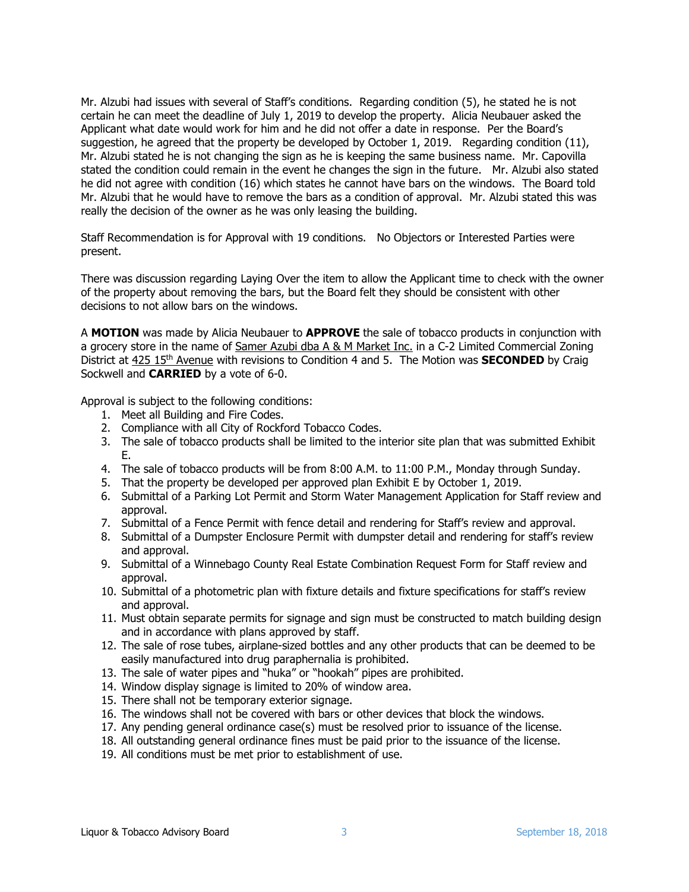Mr. Alzubi had issues with several of Staff's conditions. Regarding condition (5), he stated he is not certain he can meet the deadline of July 1, 2019 to develop the property. Alicia Neubauer asked the Applicant what date would work for him and he did not offer a date in response. Per the Board's suggestion, he agreed that the property be developed by October 1, 2019. Regarding condition (11), Mr. Alzubi stated he is not changing the sign as he is keeping the same business name. Mr. Capovilla stated the condition could remain in the event he changes the sign in the future. Mr. Alzubi also stated he did not agree with condition (16) which states he cannot have bars on the windows. The Board told Mr. Alzubi that he would have to remove the bars as a condition of approval. Mr. Alzubi stated this was really the decision of the owner as he was only leasing the building.

Staff Recommendation is for Approval with 19 conditions. No Objectors or Interested Parties were present.

There was discussion regarding Laying Over the item to allow the Applicant time to check with the owner of the property about removing the bars, but the Board felt they should be consistent with other decisions to not allow bars on the windows.

A **MOTION** was made by Alicia Neubauer to **APPROVE** the sale of tobacco products in conjunction with a grocery store in the name of Samer Azubi dba A & M Market Inc. in a C-2 Limited Commercial Zoning District at 425 15th Avenue with revisions to Condition 4 and 5. The Motion was **SECONDED** by Craig Sockwell and **CARRIED** by a vote of 6-0.

Approval is subject to the following conditions:

1. Meet all Building and Fire Codes.
2. Compliance with all City of Rockford Tobacco Codes.
3. The sale of tobacco products shall be limited to the interior site plan that was submitted Exhibit E.
4. The sale of tobacco products will be from 8:00 A.M. to 11:00 P.M., Monday through Sunday.
5. That the property be developed per approved plan Exhibit E by October 1, 2019.
6. Submittal of a Parking Lot Permit and Storm Water Management Application for Staff review and approval.
7. Submittal of a Fence Permit with fence detail and rendering for Staff's review and approval.
8. Submittal of a Dumpster Enclosure Permit with dumpster detail and rendering for staff's review and approval.
9. Submittal of a Winnebago County Real Estate Combination Request Form for Staff review and approval.
10. Submittal of a photometric plan with fixture details and fixture specifications for staff's review and approval.
11. Must obtain separate permits for signage and sign must be constructed to match building design and in accordance with plans approved by staff.
12. The sale of rose tubes, airplane-sized bottles and any other products that can be deemed to be easily manufactured into drug paraphernalia is prohibited.
13. The sale of water pipes and "huka" or "hookah" pipes are prohibited.
14. Window display signage is limited to 20% of window area.
15. There shall not be temporary exterior signage.
16. The windows shall not be covered with bars or other devices that block the windows.
17. Any pending general ordinance case(s) must be resolved prior to issuance of the license.
18. All outstanding general ordinance fines must be paid prior to the issuance of the license.
19. All conditions must be met prior to establishment of use.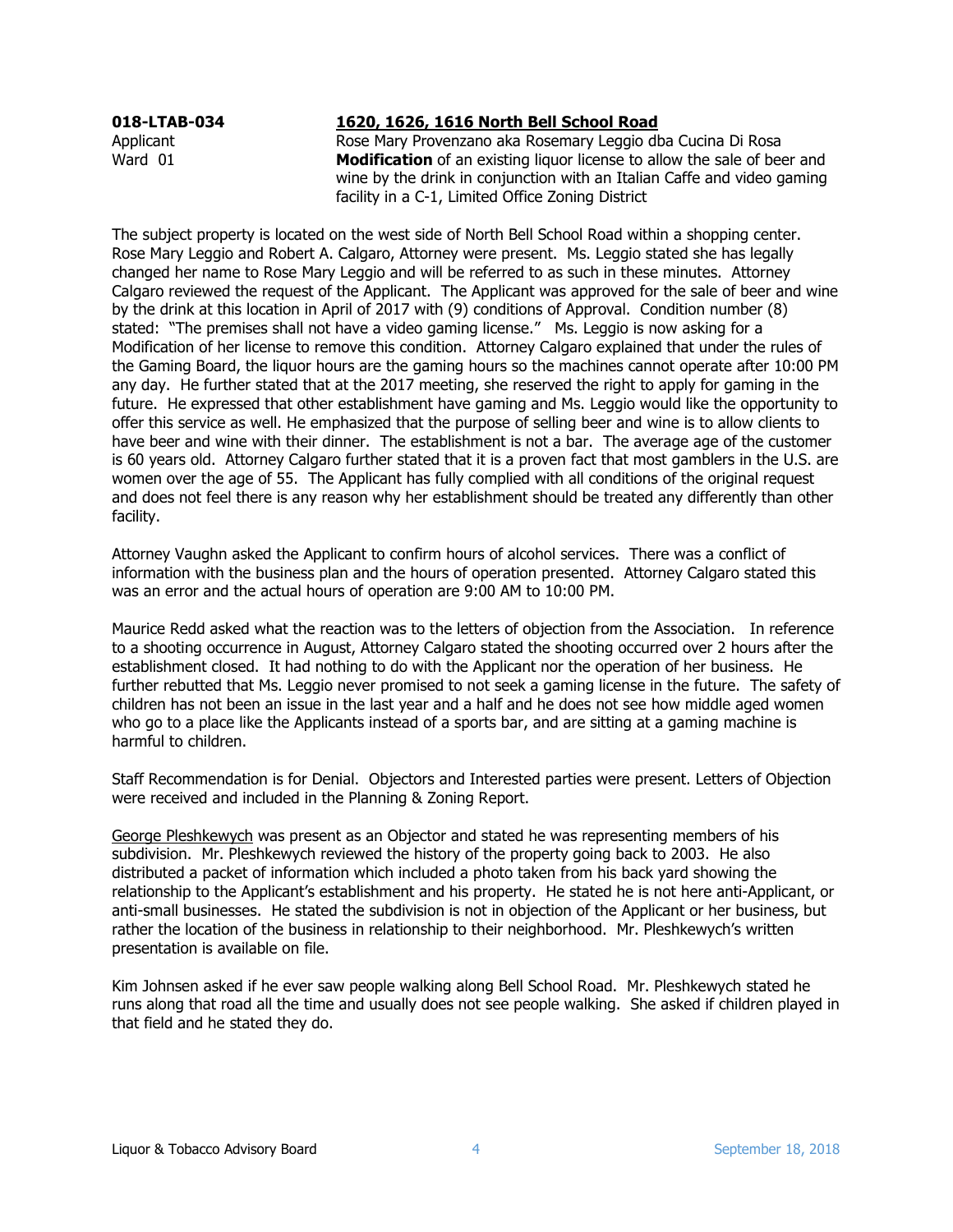**018-LTAB-034** **1620, 1626, 1616 North Bell School Road**

Applicant
Ward 01

Rose Mary Provenzano aka Rosemary Leggio dba Cucina Di Rosa
**Modification** of an existing liquor license to allow the sale of beer and wine by the drink in conjunction with an Italian Caffe and video gaming facility in a C-1, Limited Office Zoning District

The subject property is located on the west side of North Bell School Road within a shopping center. Rose Mary Leggio and Robert A. Calgaro, Attorney were present. Ms. Leggio stated she has legally changed her name to Rose Mary Leggio and will be referred to as such in these minutes. Attorney Calgaro reviewed the request of the Applicant. The Applicant was approved for the sale of beer and wine by the drink at this location in April of 2017 with (9) conditions of Approval. Condition number (8) stated: "The premises shall not have a video gaming license." Ms. Leggio is now asking for a Modification of her license to remove this condition. Attorney Calgaro explained that under the rules of the Gaming Board, the liquor hours are the gaming hours so the machines cannot operate after 10:00 PM any day. He further stated that at the 2017 meeting, she reserved the right to apply for gaming in the future. He expressed that other establishment have gaming and Ms. Leggio would like the opportunity to offer this service as well. He emphasized that the purpose of selling beer and wine is to allow clients to have beer and wine with their dinner. The establishment is not a bar. The average age of the customer is 60 years old. Attorney Calgaro further stated that it is a proven fact that most gamblers in the U.S. are women over the age of 55. The Applicant has fully complied with all conditions of the original request and does not feel there is any reason why her establishment should be treated any differently than other facility.

Attorney Vaughn asked the Applicant to confirm hours of alcohol services. There was a conflict of information with the business plan and the hours of operation presented. Attorney Calgaro stated this was an error and the actual hours of operation are 9:00 AM to 10:00 PM.

Maurice Redd asked what the reaction was to the letters of objection from the Association. In reference to a shooting occurrence in August, Attorney Calgaro stated the shooting occurred over 2 hours after the establishment closed. It had nothing to do with the Applicant nor the operation of her business. He further rebutted that Ms. Leggio never promised to not seek a gaming license in the future. The safety of children has not been an issue in the last year and a half and he does not see how middle aged women who go to a place like the Applicants instead of a sports bar, and are sitting at a gaming machine is harmful to children.

Staff Recommendation is for Denial. Objectors and Interested parties were present. Letters of Objection were received and included in the Planning & Zoning Report.

George Pleshkewych was present as an Objector and stated he was representing members of his subdivision. Mr. Pleshkewych reviewed the history of the property going back to 2003. He also distributed a packet of information which included a photo taken from his back yard showing the relationship to the Applicant's establishment and his property. He stated he is not here anti-Applicant, or anti-small businesses. He stated the subdivision is not in objection of the Applicant or her business, but rather the location of the business in relationship to their neighborhood. Mr. Pleshkewych's written presentation is available on file.

Kim Johnsen asked if he ever saw people walking along Bell School Road. Mr. Pleshkewych stated he runs along that road all the time and usually does not see people walking. She asked if children played in that field and he stated they do.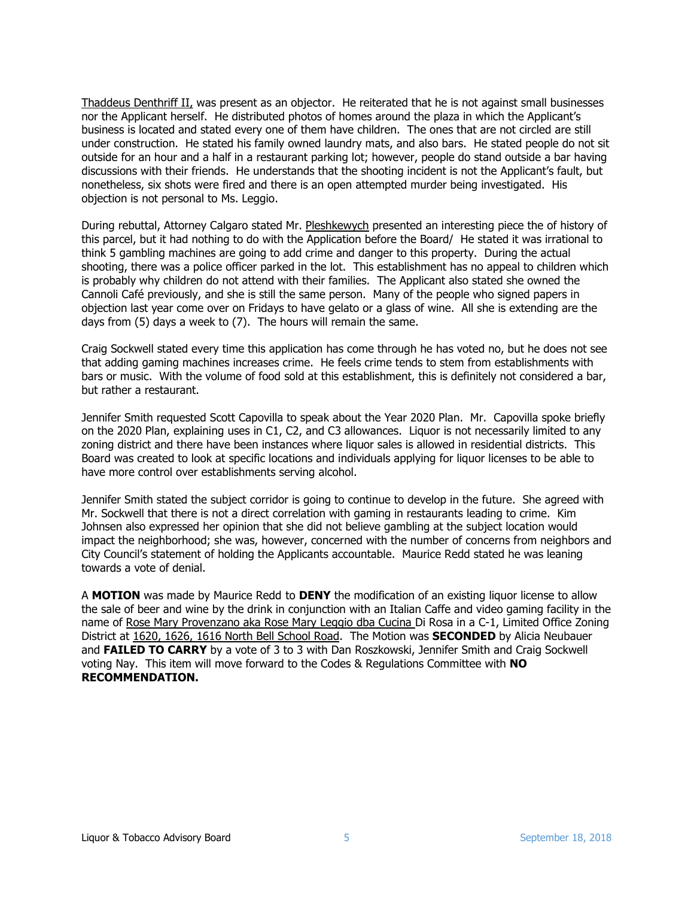Thaddeus Denthriff II, was present as an objector. He reiterated that he is not against small businesses nor the Applicant herself. He distributed photos of homes around the plaza in which the Applicant's business is located and stated every one of them have children. The ones that are not circled are still under construction. He stated his family owned laundry mats, and also bars. He stated people do not sit outside for an hour and a half in a restaurant parking lot; however, people do stand outside a bar having discussions with their friends. He understands that the shooting incident is not the Applicant's fault, but nonetheless, six shots were fired and there is an open attempted murder being investigated. His objection is not personal to Ms. Leggio.

During rebuttal, Attorney Calgaro stated Mr. Pleshkewych presented an interesting piece the of history of this parcel, but it had nothing to do with the Application before the Board/ He stated it was irrational to think 5 gambling machines are going to add crime and danger to this property. During the actual shooting, there was a police officer parked in the lot. This establishment has no appeal to children which is probably why children do not attend with their families. The Applicant also stated she owned the Cannoli Café previously, and she is still the same person. Many of the people who signed papers in objection last year come over on Fridays to have gelato or a glass of wine. All she is extending are the days from (5) days a week to (7). The hours will remain the same.

Craig Sockwell stated every time this application has come through he has voted no, but he does not see that adding gaming machines increases crime. He feels crime tends to stem from establishments with bars or music. With the volume of food sold at this establishment, this is definitely not considered a bar, but rather a restaurant.

Jennifer Smith requested Scott Capovilla to speak about the Year 2020 Plan. Mr. Capovilla spoke briefly on the 2020 Plan, explaining uses in C1, C2, and C3 allowances. Liquor is not necessarily limited to any zoning district and there have been instances where liquor sales is allowed in residential districts. This Board was created to look at specific locations and individuals applying for liquor licenses to be able to have more control over establishments serving alcohol.

Jennifer Smith stated the subject corridor is going to continue to develop in the future. She agreed with Mr. Sockwell that there is not a direct correlation with gaming in restaurants leading to crime. Kim Johnsen also expressed her opinion that she did not believe gambling at the subject location would impact the neighborhood; she was, however, concerned with the number of concerns from neighbors and City Council's statement of holding the Applicants accountable. Maurice Redd stated he was leaning towards a vote of denial.

A **MOTION** was made by Maurice Redd to **DENY** the modification of an existing liquor license to allow the sale of beer and wine by the drink in conjunction with an Italian Caffe and video gaming facility in the name of Rose Mary Provenzano aka Rose Mary Leggio dba Cucina Di Rosa in a C-1, Limited Office Zoning District at 1620, 1626, 1616 North Bell School Road. The Motion was **SECONDED** by Alicia Neubauer and **FAILED TO CARRY** by a vote of 3 to 3 with Dan Roszkowski, Jennifer Smith and Craig Sockwell voting Nay. This item will move forward to the Codes & Regulations Committee with **NO RECOMMENDATION.**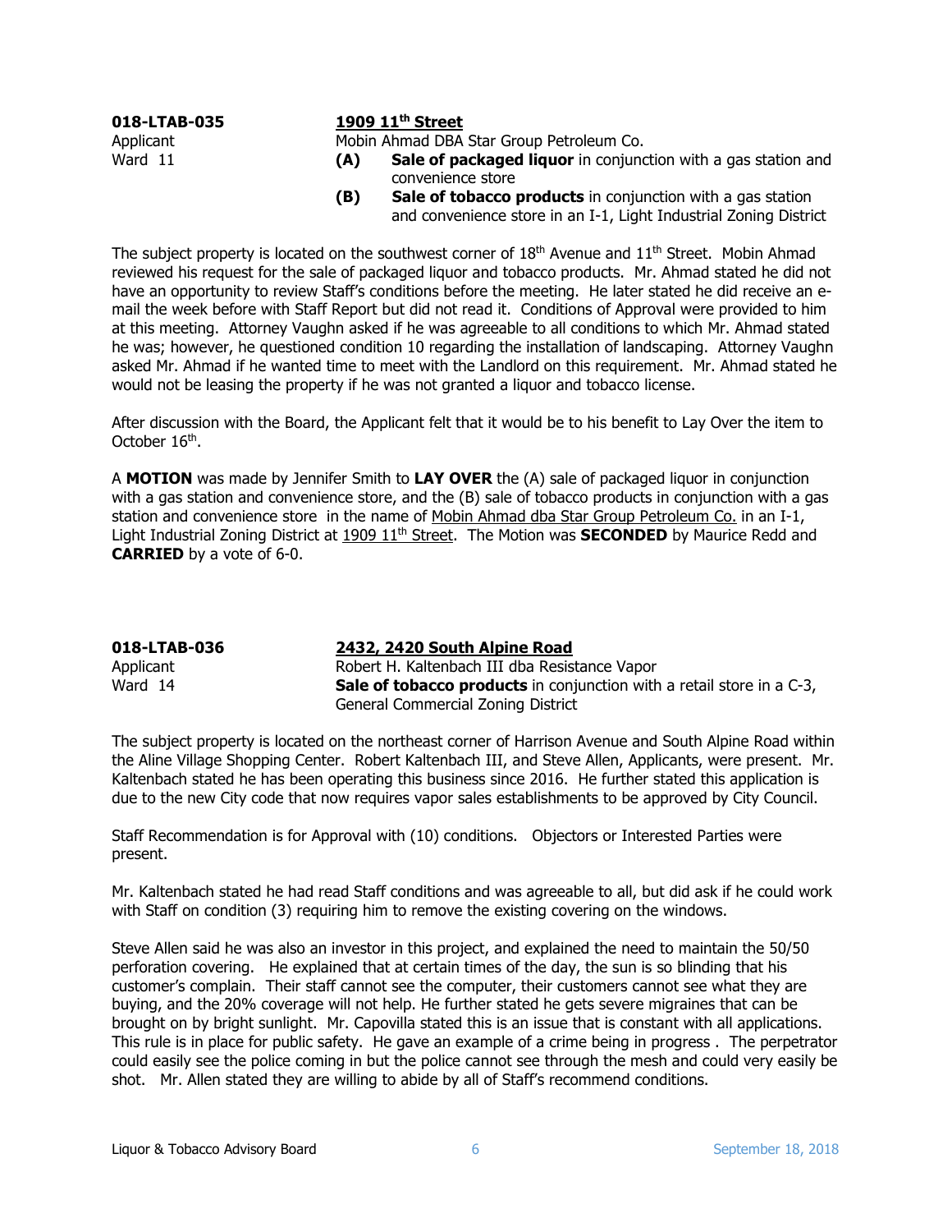**018-LTAB-035** **1909 11th Street**

Applicant: Mobin Ahmad DBA Star Group Petroleum Co.

Ward 11

- **(A)** **Sale of packaged liquor** in conjunction with a gas station and convenience store
- **(B)** **Sale of tobacco products** in conjunction with a gas station and convenience store in an I-1, Light Industrial Zoning District

The subject property is located on the southwest corner of 18th Avenue and 11th Street. Mobin Ahmad reviewed his request for the sale of packaged liquor and tobacco products. Mr. Ahmad stated he did not have an opportunity to review Staff's conditions before the meeting. He later stated he did receive an e-mail the week before with Staff Report but did not read it. Conditions of Approval were provided to him at this meeting. Attorney Vaughn asked if he was agreeable to all conditions to which Mr. Ahmad stated he was; however, he questioned condition 10 regarding the installation of landscaping. Attorney Vaughn asked Mr. Ahmad if he wanted time to meet with the Landlord on this requirement. Mr. Ahmad stated he would not be leasing the property if he was not granted a liquor and tobacco license.

After discussion with the Board, the Applicant felt that it would be to his benefit to Lay Over the item to October 16th.

A **MOTION** was made by Jennifer Smith to **LAY OVER** the (A) sale of packaged liquor in conjunction with a gas station and convenience store, and the (B) sale of tobacco products in conjunction with a gas station and convenience store in the name of Mobin Ahmad dba Star Group Petroleum Co. in an I-1, Light Industrial Zoning District at 1909 11th Street. The Motion was **SECONDED** by Maurice Redd and **CARRIED** by a vote of 6-0.

**018-LTAB-036** **2432, 2420 South Alpine Road**

Applicant: Robert H. Kaltenbach III dba Resistance Vapor

Ward 14

**Sale of tobacco products** in conjunction with a retail store in a C-3, General Commercial Zoning District

The subject property is located on the northeast corner of Harrison Avenue and South Alpine Road within the Aline Village Shopping Center. Robert Kaltenbach III, and Steve Allen, Applicants, were present. Mr. Kaltenbach stated he has been operating this business since 2016. He further stated this application is due to the new City code that now requires vapor sales establishments to be approved by City Council.

Staff Recommendation is for Approval with (10) conditions. Objectors or Interested Parties were present.

Mr. Kaltenbach stated he had read Staff conditions and was agreeable to all, but did ask if he could work with Staff on condition (3) requiring him to remove the existing covering on the windows.

Steve Allen said he was also an investor in this project, and explained the need to maintain the 50/50 perforation covering. He explained that at certain times of the day, the sun is so blinding that his customer's complain. Their staff cannot see the computer, their customers cannot see what they are buying, and the 20% coverage will not help. He further stated he gets severe migraines that can be brought on by bright sunlight. Mr. Capovilla stated this is an issue that is constant with all applications. This rule is in place for public safety. He gave an example of a crime being in progress . The perpetrator could easily see the police coming in but the police cannot see through the mesh and could very easily be shot. Mr. Allen stated they are willing to abide by all of Staff's recommend conditions.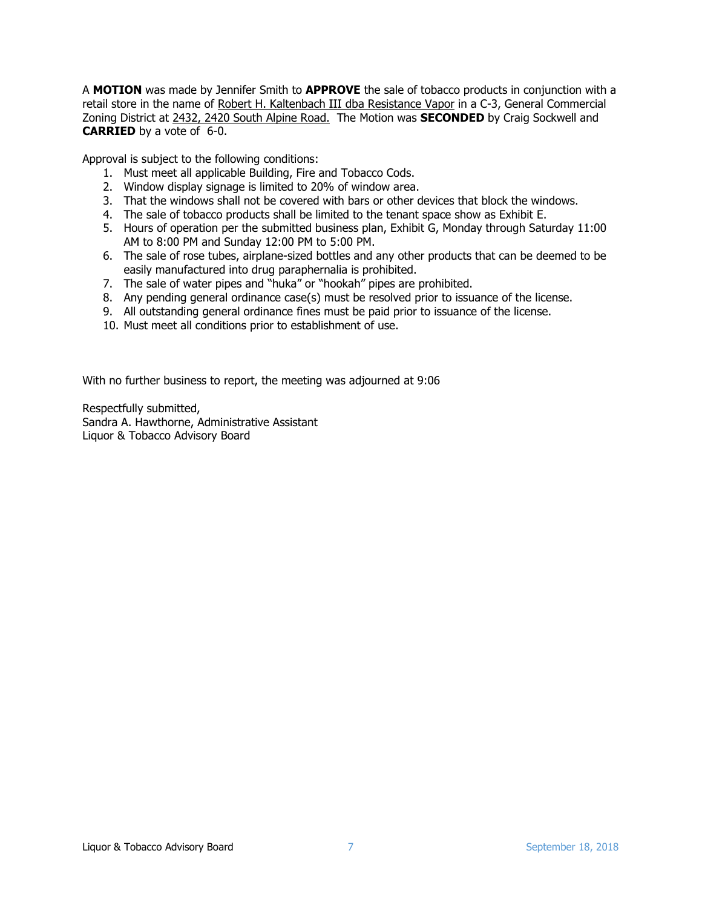A **MOTION** was made by Jennifer Smith to **APPROVE** the sale of tobacco products in conjunction with a retail store in the name of Robert H. Kaltenbach III dba Resistance Vapor in a C-3, General Commercial Zoning District at 2432, 2420 South Alpine Road. The Motion was **SECONDED** by Craig Sockwell and **CARRIED** by a vote of 6-0.

Approval is subject to the following conditions:

1. Must meet all applicable Building, Fire and Tobacco Cods.
2. Window display signage is limited to 20% of window area.
3. That the windows shall not be covered with bars or other devices that block the windows.
4. The sale of tobacco products shall be limited to the tenant space show as Exhibit E.
5. Hours of operation per the submitted business plan, Exhibit G, Monday through Saturday 11:00 AM to 8:00 PM and Sunday 12:00 PM to 5:00 PM.
6. The sale of rose tubes, airplane-sized bottles and any other products that can be deemed to be easily manufactured into drug paraphernalia is prohibited.
7. The sale of water pipes and "huka" or "hookah" pipes are prohibited.
8. Any pending general ordinance case(s) must be resolved prior to issuance of the license.
9. All outstanding general ordinance fines must be paid prior to issuance of the license.
10. Must meet all conditions prior to establishment of use.

With no further business to report, the meeting was adjourned at 9:06

Respectfully submitted,
Sandra A. Hawthorne, Administrative Assistant
Liquor & Tobacco Advisory Board